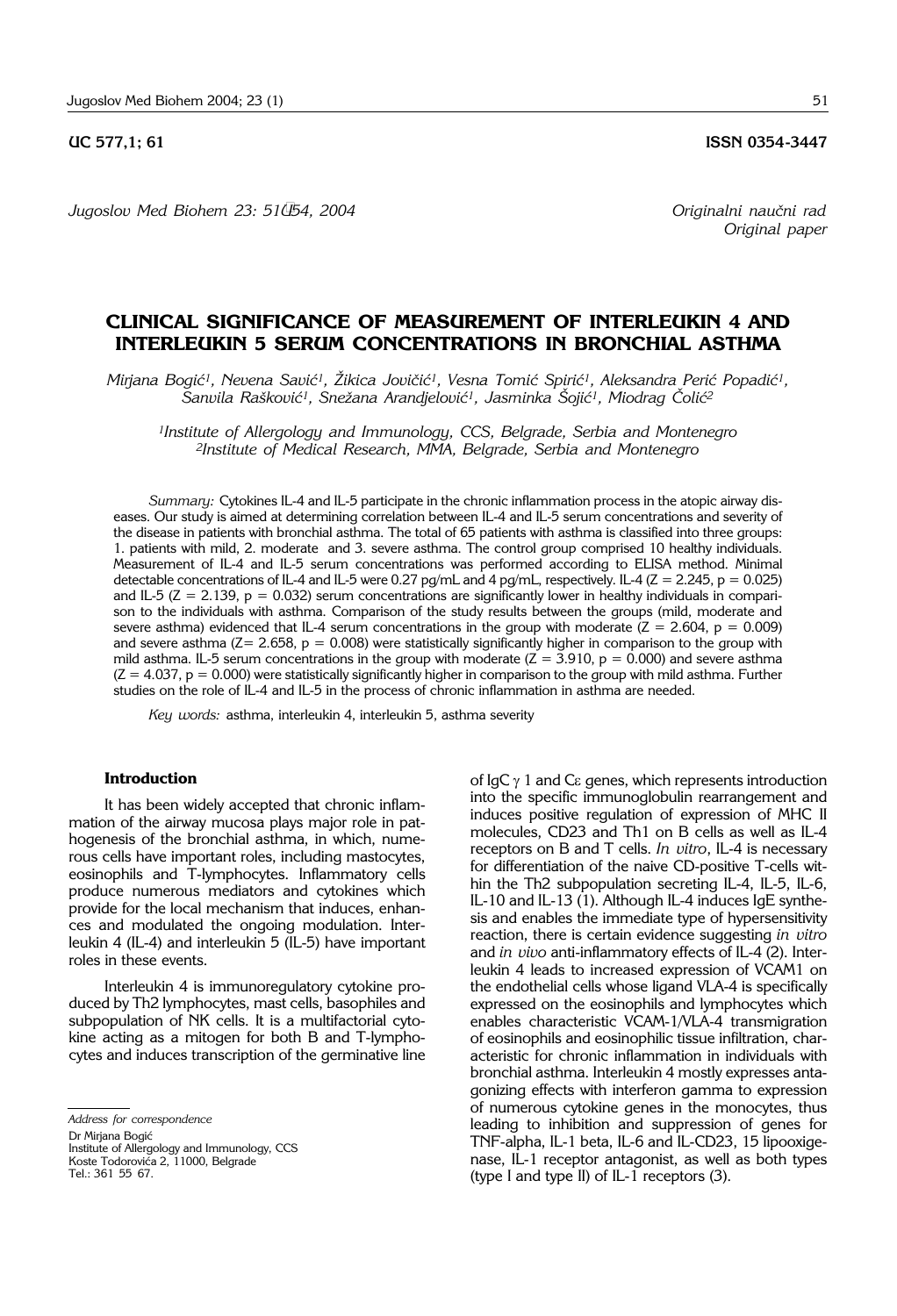UC 577,1; 61 ISSN 0354-3447

*Jugoslov Med Biohem 23: 51–54, 2004*

*Originalni naučni rad*
*Original paper*

# CLINICAL SIGNIFICANCE OF MEASUREMENT OF INTERLEUKIN 4 AND INTERLEUKIN 5 SERUM CONCENTRATIONS IN BRONCHIAL ASTHMA

*Mirjana Bogić[1], Nevena Savić[1], Žikica Jovičić[1], Vesna Tomić Spirić[1], Aleksandra Perić Popadić[1], Sanvila Rašković[1], Snežana Arandjelović[1], Jasminka Šojić[1], Miodrag Čolić[2]*

*[1]Institute of Allergology and Immunology, CCS, Belgrade, Serbia and Montenegro*
*[2]Institute of Medical Research, MMA, Belgrade, Serbia and Montenegro*

*Summary:* Cytokines IL-4 and IL-5 participate in the chronic inflammation process in the atopic airway diseases. Our study is aimed at determining correlation between IL-4 and IL-5 serum concentrations and severity of the disease in patients with bronchial asthma. The total of 65 patients with asthma is classified into three groups: 1. patients with mild, 2. moderate and 3. severe asthma. The control group comprised 10 healthy individuals. Measurement of IL-4 and IL-5 serum concentrations was performed according to ELISA method. Minimal detectable concentrations of IL-4 and IL-5 were 0.27 pg/mL and 4 pg/mL, respectively. IL-4 ($Z = 2.245$, $p = 0.025$) and IL-5 ($Z = 2.139$, $p = 0.032$) serum concentrations are significantly lower in healthy individuals in comparison to the individuals with asthma. Comparison of the study results between the groups (mild, moderate and severe asthma) evidenced that IL-4 serum concentrations in the group with moderate ($Z = 2.604$, $p = 0.009$) and severe asthma ($Z= 2.658$, $p = 0.008$) were statistically significantly higher in comparison to the group with mild asthma. IL-5 serum concentrations in the group with moderate ($Z = 3.910$, $p = 0.000$) and severe asthma ($Z = 4.037$, $p = 0.000$) were statistically significantly higher in comparison to the group with mild asthma. Further studies on the role of IL-4 and IL-5 in the process of chronic inflammation in asthma are needed.

*Key words:* asthma, interleukin 4, interleukin 5, asthma severity

## Introduction

It has been widely accepted that chronic inflammation of the airway mucosa plays major role in pathogenesis of the bronchial asthma, in which, numerous cells have important roles, including mastocytes, eosinophils and T-lymphocytes. Inflammatory cells produce numerous mediators and cytokines which provide for the local mechanism that induces, enhances and modulated the ongoing modulation. Interleukin 4 (IL-4) and interleukin 5 (IL-5) have important roles in these events.

Interleukin 4 is immunoregulatory cytokine produced by Th2 lymphocytes, mast cells, basophiles and subpopulation of NK cells. It is a multifactorial cytokine acting as a mitogen for both B and T-lymphocytes and induces transcription of the germinative line of IgC $\gamma$ 1 and C$\varepsilon$ genes, which represents introduction into the specific immunoglobulin rearrangement and induces positive regulation of expression of MHC II molecules, CD23 and Th1 on B cells as well as IL-4 receptors on B and T cells. *In vitro*, IL-4 is necessary for differentiation of the naive CD-positive T-cells within the Th2 subpopulation secreting IL-4, IL-5, IL-6, IL-10 and IL-13 (1). Although IL-4 induces IgE synthesis and enables the immediate type of hypersensitivity reaction, there is certain evidence suggesting *in vitro* and *in vivo* anti-inflammatory effects of IL-4 (2). Interleukin 4 leads to increased expression of VCAM1 on the endothelial cells whose ligand VLA-4 is specifically expressed on the eosinophils and lymphocytes which enables characteristic VCAM-1/VLA-4 transmigration of eosinophils and eosinophilic tissue infiltration, characteristic for chronic inflammation in individuals with bronchial asthma. Interleukin 4 mostly expresses antagonizing effects with interferon gamma to expression of numerous cytokine genes in the monocytes, thus leading to inhibition and suppression of genes for TNF-alpha, IL-1 beta, IL-6 and IL-CD23, 15 lipooxigenase, IL-1 receptor antagonist, as well as both types (type I and type II) of IL-1 receptors (3).

---

*Address for correspondence*

Dr Mirjana Bogić
Institute of Allergology and Immunology, CCS
Koste Todorovića 2, 11000, Belgrade
Tel.: 361 55 67.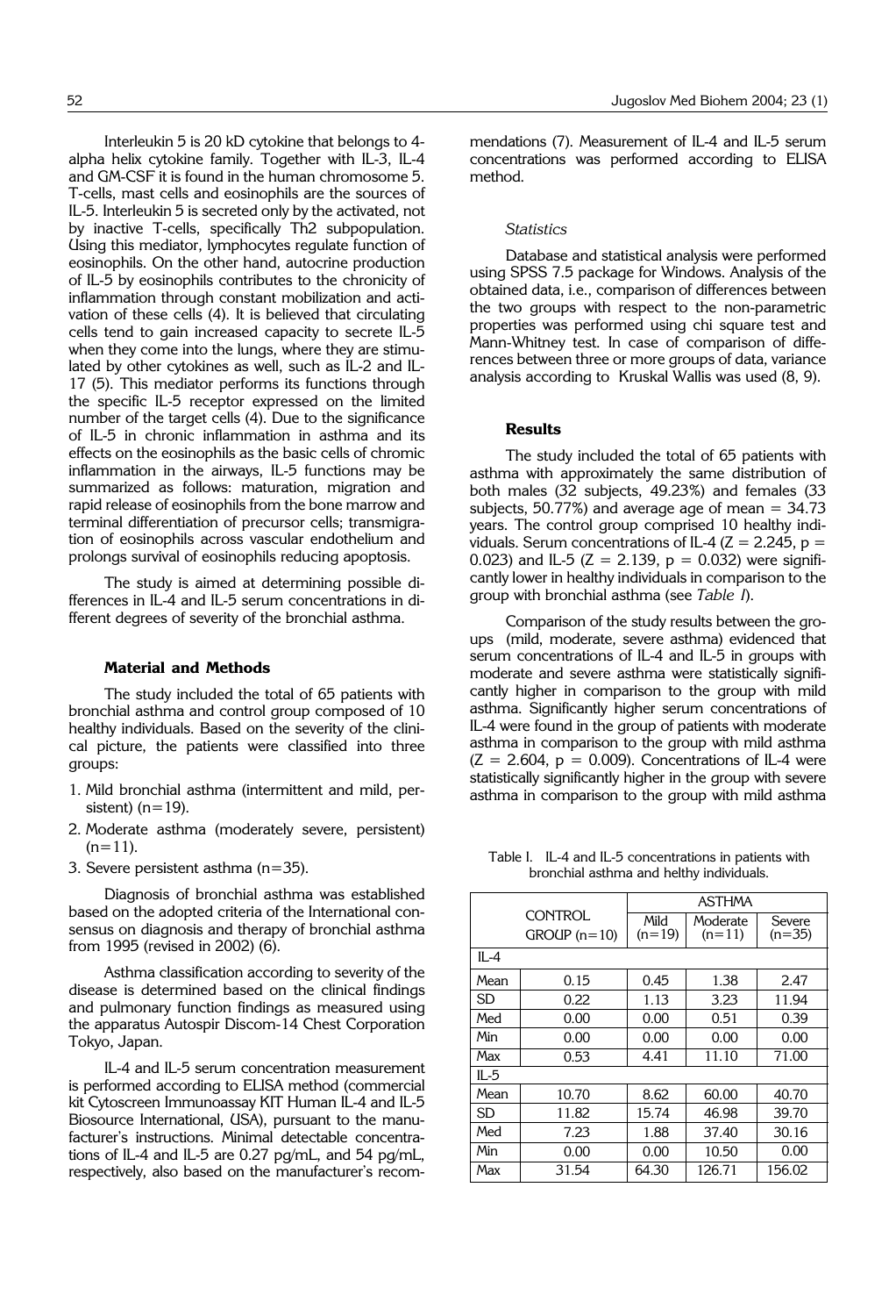Interleukin 5 is 20 kD cytokine that belongs to 4-alpha helix cytokine family. Together with IL-3, IL-4 and GM-CSF it is found in the human chromosome 5. T-cells, mast cells and eosinophils are the sources of IL-5. Interleukin 5 is secreted only by the activated, not by inactive T-cells, specifically Th2 subpopulation. Using this mediator, lymphocytes regulate function of eosinophils. On the other hand, autocrine production of IL-5 by eosinophils contributes to the chronicity of inflammation through constant mobilization and activation of these cells (4). It is believed that circulating cells tend to gain increased capacity to secrete IL-5 when they come into the lungs, where they are stimulated by other cytokines as well, such as IL-2 and IL-17 (5). This mediator performs its functions through the specific IL-5 receptor expressed on the limited number of the target cells (4). Due to the significance of IL-5 in chronic inflammation in asthma and its effects on the eosinophils as the basic cells of chromic inflammation in the airways, IL-5 functions may be summarized as follows: maturation, migration and rapid release of eosinophils from the bone marrow and terminal differentiation of precursor cells; transmigration of eosinophils across vascular endothelium and prolongs survival of eosinophils reducing apoptosis.

The study is aimed at determining possible differences in IL-4 and IL-5 serum concentrations in different degrees of severity of the bronchial asthma.

## Material and Methods

The study included the total of 65 patients with bronchial asthma and control group composed of 10 healthy individuals. Based on the severity of the clinical picture, the patients were classified into three groups:

1. Mild bronchial asthma (intermittent and mild, persistent) (n=19).
2. Moderate asthma (moderately severe, persistent) (n=11).
3. Severe persistent asthma (n=35).

Diagnosis of bronchial asthma was established based on the adopted criteria of the International consensus on diagnosis and therapy of bronchial asthma from 1995 (revised in 2002) (6).

Asthma classification according to severity of the disease is determined based on the clinical findings and pulmonary function findings as measured using the apparatus Autospir Discom-14 Chest Corporation Tokyo, Japan.

IL-4 and IL-5 serum concentration measurement is performed according to ELISA method (commercial kit Cytoscreen Immunoassay KIT Human IL-4 and IL-5 Biosource International, USA), pursuant to the manufacturer's instructions. Minimal detectable concentrations of IL-4 and IL-5 are 0.27 pg/mL, and 54 pg/mL, respectively, also based on the manufacturer's recommendations (7). Measurement of IL-4 and IL-5 serum concentrations was performed according to ELISA method.

### *Statistics*

Database and statistical analysis were performed using SPSS 7.5 package for Windows. Analysis of the obtained data, i.e., comparison of differences between the two groups with respect to the non-parametric properties was performed using chi square test and Mann-Whitney test. In case of comparison of differences between three or more groups of data, variance analysis according to Kruskal Wallis was used (8, 9).

## Results

The study included the total of 65 patients with asthma with approximately the same distribution of both males (32 subjects, 49.23%) and females (33 subjects, 50.77%) and average age of mean = 34.73 years. The control group comprised 10 healthy individuals. Serum concentrations of IL-4 ($Z = 2.245$, $p = 0.023$) and IL-5 ($Z = 2.139$, $p = 0.032$) were significantly lower in healthy individuals in comparison to the group with bronchial asthma (see *Table I*).

Comparison of the study results between the groups (mild, moderate, severe asthma) evidenced that serum concentrations of IL-4 and IL-5 in groups with moderate and severe asthma were statistically significantly higher in comparison to the group with mild asthma. Significantly higher serum concentrations of IL-4 were found in the group of patients with moderate asthma in comparison to the group with mild asthma ($Z = 2.604$, $p = 0.009$). Concentrations of IL-4 were statistically significantly higher in the group with severe asthma in comparison to the group with mild asthma

Table I. IL-4 and IL-5 concentrations in patients with bronchial asthma and helthy individuals.

| | CONTROL GROUP (n=10) | ASTHMA | | |
|---|---|---|---|---|
| | | Mild (n=19) | Moderate (n=11) | Severe (n=35) |
| **IL-4** | | | | |
| Mean | 0.15 | 0.45 | 1.38 | 2.47 |
| SD | 0.22 | 1.13 | 3.23 | 11.94 |
| Med | 0.00 | 0.00 | 0.51 | 0.39 |
| Min | 0.00 | 0.00 | 0.00 | 0.00 |
| Max | 0.53 | 4.41 | 11.10 | 71.00 |
| **IL-5** | | | | |
| Mean | 10.70 | 8.62 | 60.00 | 40.70 |
| SD | 11.82 | 15.74 | 46.98 | 39.70 |
| Med | 7.23 | 1.88 | 37.40 | 30.16 |
| Min | 0.00 | 0.00 | 10.50 | 0.00 |
| Max | 31.54 | 64.30 | 126.71 | 156.02 |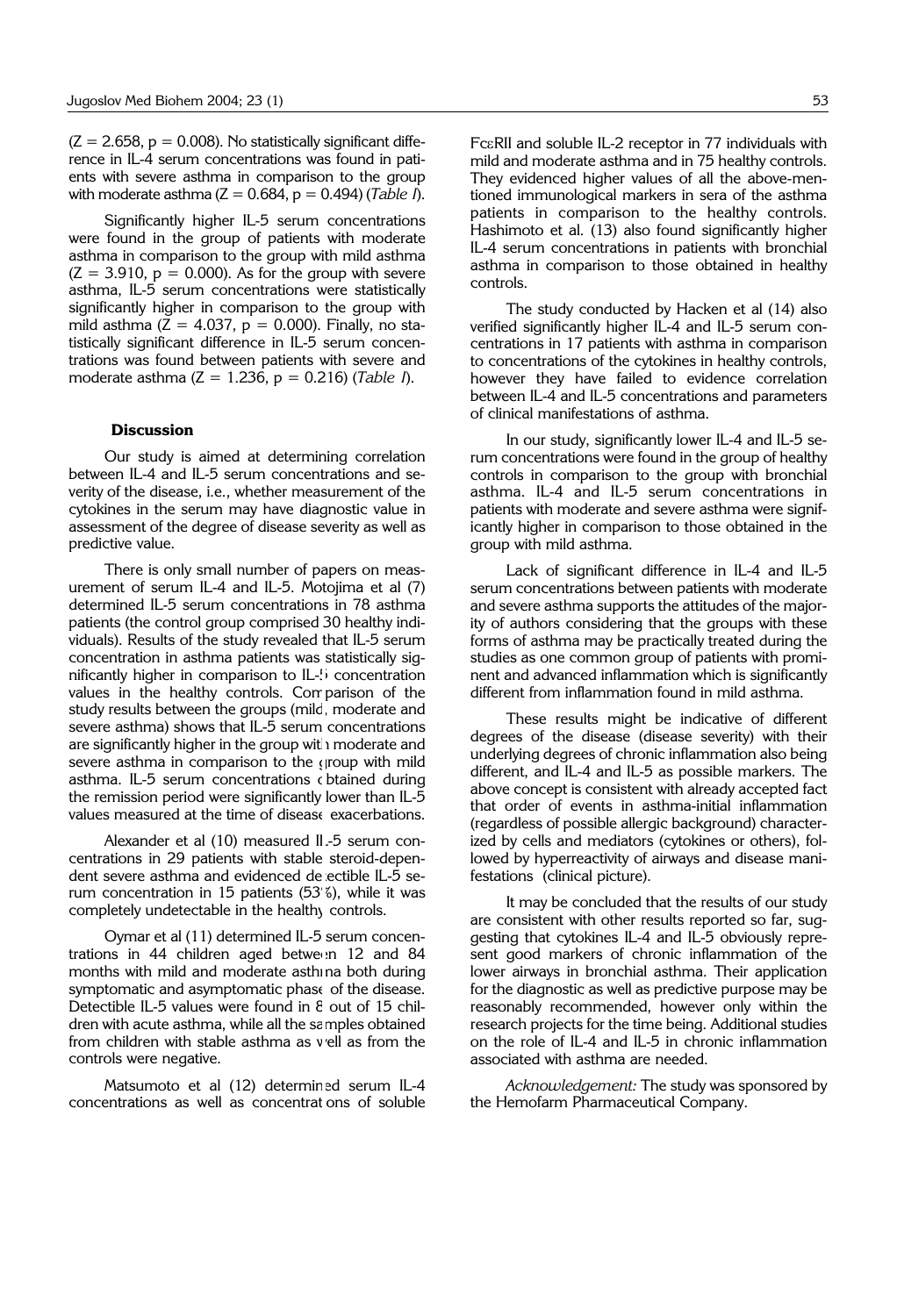($Z = 2.658$, $p = 0.008$). No statistically significant difference in IL-4 serum concentrations was found in patients with severe asthma in comparison to the group with moderate asthma ($Z = 0.684$, $p = 0.494$) (*Table I*).

Significantly higher IL-5 serum concentrations were found in the group of patients with moderate asthma in comparison to the group with mild asthma ($Z = 3.910$, $p = 0.000$). As for the group with severe asthma, IL-5 serum concentrations were statistically significantly higher in comparison to the group with mild asthma ($Z = 4.037$, $p = 0.000$). Finally, no statistically significant difference in IL-5 serum concentrations was found between patients with severe and moderate asthma ($Z = 1.236$, $p = 0.216$) (*Table I*).

## Discussion

Our study is aimed at determining correlation between IL-4 and IL-5 serum concentrations and severity of the disease, i.e., whether measurement of the cytokines in the serum may have diagnostic value in assessment of the degree of disease severity as well as predictive value.

There is only small number of papers on measurement of serum IL-4 and IL-5. Motojima et al (7) determined IL-5 serum concentrations in 78 asthma patients (the control group comprised 30 healthy individuals). Results of the study revealed that IL-5 serum concentration in asthma patients was statistically significantly higher in comparison to IL-5 concentration values in the healthy controls. Comparison of the study results between the groups (mild, moderate and severe asthma) shows that IL-5 serum concentrations are significantly higher in the group with moderate and severe asthma in comparison to the group with mild asthma. IL-5 serum concentrations obtained during the remission period were significantly lower than IL-5 values measured at the time of disease exacerbations.

Alexander et al (10) measured IL-5 serum concentrations in 29 patients with stable steroid-dependent severe asthma and evidenced detectible IL-5 serum concentration in 15 patients (53%), while it was completely undetectable in the healthy controls.

Oymar et al (11) determined IL-5 serum concentrations in 44 children aged between 12 and 84 months with mild and moderate asthma both during symptomatic and asymptomatic phase of the disease. Detectible IL-5 values were found in 8 out of 15 children with acute asthma, while all the samples obtained from children with stable asthma as well as from the controls were negative.

Matsumoto et al (12) determined serum IL-4 concentrations as well as concentrations of soluble FcεRII and soluble IL-2 receptor in 77 individuals with mild and moderate asthma and in 75 healthy controls. They evidenced higher values of all the above-mentioned immunological markers in sera of the asthma patients in comparison to the healthy controls. Hashimoto et al. (13) also found significantly higher IL-4 serum concentrations in patients with bronchial asthma in comparison to those obtained in healthy controls.

The study conducted by Hacken et al (14) also verified significantly higher IL-4 and IL-5 serum concentrations in 17 patients with asthma in comparison to concentrations of the cytokines in healthy controls, however they have failed to evidence correlation between IL-4 and IL-5 concentrations and parameters of clinical manifestations of asthma.

In our study, significantly lower IL-4 and IL-5 serum concentrations were found in the group of healthy controls in comparison to the group with bronchial asthma. IL-4 and IL-5 serum concentrations in patients with moderate and severe asthma were significantly higher in comparison to those obtained in the group with mild asthma.

Lack of significant difference in IL-4 and IL-5 serum concentrations between patients with moderate and severe asthma supports the attitudes of the majority of authors considering that the groups with these forms of asthma may be practically treated during the studies as one common group of patients with prominent and advanced inflammation which is significantly different from inflammation found in mild asthma.

These results might be indicative of different degrees of the disease (disease severity) with their underlying degrees of chronic inflammation also being different, and IL-4 and IL-5 as possible markers. The above concept is consistent with already accepted fact that order of events in asthma-initial inflammation (regardless of possible allergic background) characterized by cells and mediators (cytokines or others), followed by hyperreactivity of airways and disease manifestations (clinical picture).

It may be concluded that the results of our study are consistent with other results reported so far, suggesting that cytokines IL-4 and IL-5 obviously represent good markers of chronic inflammation of the lower airways in bronchial asthma. Their application for the diagnostic as well as predictive purpose may be reasonably recommended, however only within the research projects for the time being. Additional studies on the role of IL-4 and IL-5 in chronic inflammation associated with asthma are needed.

*Acknowledgement:* The study was sponsored by the Hemofarm Pharmaceutical Company.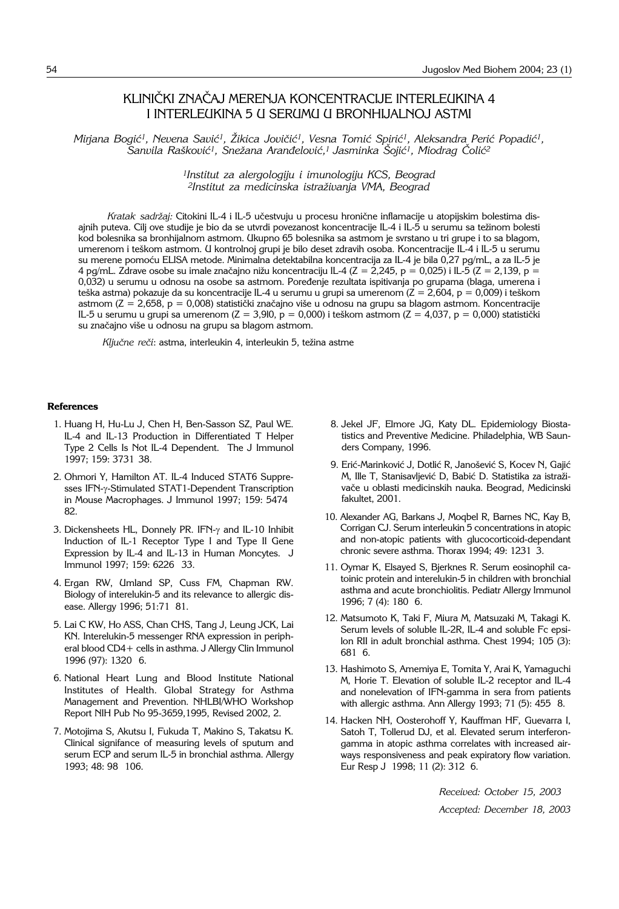# KLINIČKI ZNAČAJ MERENJA KONCENTRACIJE INTERLEUKINA 4 I INTERLEUKINA 5 U SERUMU U BRONHIJALNOJ ASTMI

*Mirjana Bogić[1], Nevena Savić[1], Žikica Jovičić[1], Vesna Tomić Spirić[1], Aleksandra Perić Popadić[1], Sanvila Rašković[1], Snežana Aranđelović,[1] Jasminka Šojić[1], Miodrag Čolić[2]*

*[1]Institut za alergologiju i imunologiju KCS, Beograd*
*[2]Institut za medicinska istraživanja VMA, Beograd*

*Kratak sadržaj:* Citokini IL-4 i IL-5 učestvuju u procesu hronične inflamacije u atopijskim bolestima disajnih puteva. Cilj ove studije je bio da se utvrdi povezanost koncentracije IL-4 i IL-5 u serumu sa težinom bolesti kod bolesnika sa bronhijalnom astmom. Ukupno 65 bolesnika sa astmom je svrstano u tri grupe i to sa blagom, umerenom i teškom astmom. U kontrolnoj grupi je bilo deset zdravih osoba. Koncentracije IL-4 i IL-5 u serumu su merene pomoću ELISA metode. Minimalna detektabilna koncentracija za IL-4 je bila 0,27 pg/mL, a za IL-5 je 4 pg/mL. Zdrave osobe su imale značajno nižu koncentraciju IL-4 (Z = 2,245, p = 0,025) i IL-5 (Z = 2,139, p = 0,032) u serumu u odnosu na osobe sa astmom. Poređenje rezultata ispitivanja po grupama (blaga, umerena i teška astma) pokazuje da su koncentracije IL-4 u serumu u grupi sa umerenom (Z = 2,604, p = 0,009) i teškom astmom (Z = 2,658, p = 0,008) statistički značajno više u odnosu na grupu sa blagom astmom. Koncentracije IL-5 u serumu u grupi sa umerenom (Z = 3,9l0, p = 0,000) i teškom astmom (Z = 4,037, p = 0,000) statistički su značajno više u odnosu na grupu sa blagom astmom.

*Ključne reči*: astma, interleukin 4, interleukin 5, težina astme

**References**

1. Huang H, Hu-Lu J, Chen H, Ben-Sasson SZ, Paul WE. IL-4 and IL-13 Production in Differentiated T Helper Type 2 Cells Is Not IL-4 Dependent. The J Immunol 1997; 159: 3731 38.
2. Ohmori Y, Hamilton AT. IL-4 Induced STAT6 Suppresses IFN-γ-Stimulated STAT1-Dependent Transcription in Mouse Macrophages. J Immunol 1997; 159: 5474 82.
3. Dickensheets HL, Donnely PR. IFN-γ and IL-10 Inhibit Induction of IL-1 Receptor Type I and Type II Gene Expression by IL-4 and IL-13 in Human Moncytes. J Immunol 1997; 159: 6226 33.
4. Ergan RW, Umland SP, Cuss FM, Chapman RW. Biology of interelukin-5 and its relevance to allergic disease. Allergy 1996; 51:71 81.
5. Lai C KW, Ho ASS, Chan CHS, Tang J, Leung JCK, Lai KN. Interelukin-5 messenger RNA expression in peripheral blood CD4+ cells in asthma. J Allergy Clin Immunol 1996 (97): 1320 6.
6. National Heart Lung and Blood Institute National Institutes of Health. Global Strategy for Asthma Management and Prevention. NHLBI/WHO Workshop Report NIH Pub No 95-3659,1995, Revised 2002, 2.
7. Motojima S, Akutsu I, Fukuda T, Makino S, Takatsu K. Clinical signifance of measuring levels of sputum and serum ECP and serum IL-5 in bronchial asthma. Allergy 1993; 48: 98 106.
8. Jekel JF, Elmore JG, Katy DL. Epidemiology Biostatistics and Preventive Medicine. Philadelphia, WB Saunders Company, 1996.
9. Erić-Marinković J, Dotlić R, Janošević S, Kocev N, Gajić M, Ille T, Stanisavljević D, Babić D. Statistika za istraživače u oblasti medicinskih nauka. Beograd, Medicinski fakultet, 2001.
10. Alexander AG, Barkans J, Moqbel R, Barnes NC, Kay B, Corrigan CJ. Serum interleukin 5 concentrations in atopic and non-atopic patients with glucocorticoid-dependant chronic severe asthma. Thorax 1994; 49: 1231 3.
11. Oymar K, Elsayed S, Bjerknes R. Serum eosinophil catoinic protein and interelukin-5 in children with bronchial asthma and acute bronchiolitis. Pediatr Allergy Immunol 1996; 7 (4): 180 6.
12. Matsumoto K, Taki F, Miura M, Matsuzaki M, Takagi K. Serum levels of soluble IL-2R, IL-4 and soluble Fc epsilon RII in adult bronchial asthma. Chest 1994; 105 (3): 681 6.
13. Hashimoto S, Amemiya E, Tomita Y, Arai K, Yamaguchi M, Horie T. Elevation of soluble IL-2 receptor and IL-4 and nonelevation of IFN-gamma in sera from patients with allergic asthma. Ann Allergy 1993; 71 (5): 455 8.
14. Hacken NH, Oosterohoff Y, Kauffman HF, Guevarra I, Satoh T, Tollerud DJ, et al. Elevated serum interferongamma in atopic asthma correlates with increased airways responsiveness and peak expiratory flow variation. Eur Resp J 1998; 11 (2): 312 6.

*Received: October 15, 2003*

*Accepted: December 18, 2003*